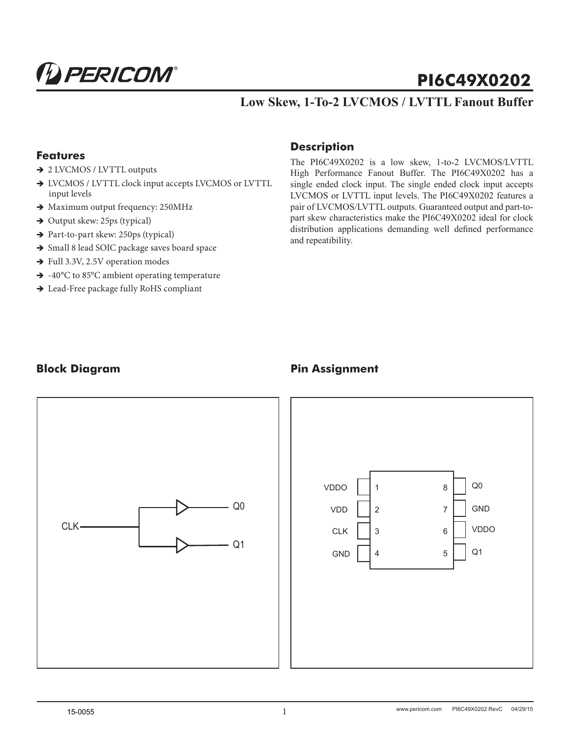# PI6C49X0202

## Low Skew, 1-To-2 LVCMOS / LVTTL Fanout Buffer

### Features

- 2 LVCMOS / LVTTL outputs
- LVCMOS / LVTTL clock input accepts LVCMOS or LVTTL input levels
- Maximum output frequency: 250MHz
- Output skew: 25ps (typical)
- Part-to-part skew: 250ps (typical)
- Small 8 lead SOIC package saves board space
- Full 3.3V, 2.5V operation modes
- -40°C to 85°C ambient operating temperature
- Lead-Free package fully RoHS compliant

### Description

The PI6C49X0202 is a low skew, 1-to-2 LVCMOS/LVTTL High Performance Fanout Buffer. The PI6C49X0202 has a single ended clock input. The single ended clock input accepts LVCMOS or LVTTL input levels. The PI6C49X0202 features a pair of LVCMOS/LVTTL outputs. Guaranteed output and part-to-part skew characteristics make the PI6C49X0202 ideal for clock distribution applications demanding well defined performance and repeatability.

### Block Diagram

CLK → Q0, Q1

### Pin Assignment

| Pin Name | Pin | Pin | Pin Name |
|---|---|---|---|
| VDDO | 1 | 8 | Q0 |
| VDD | 2 | 7 | GND |
| CLK | 3 | 6 | VDDO |
| GND | 4 | 5 | Q1 |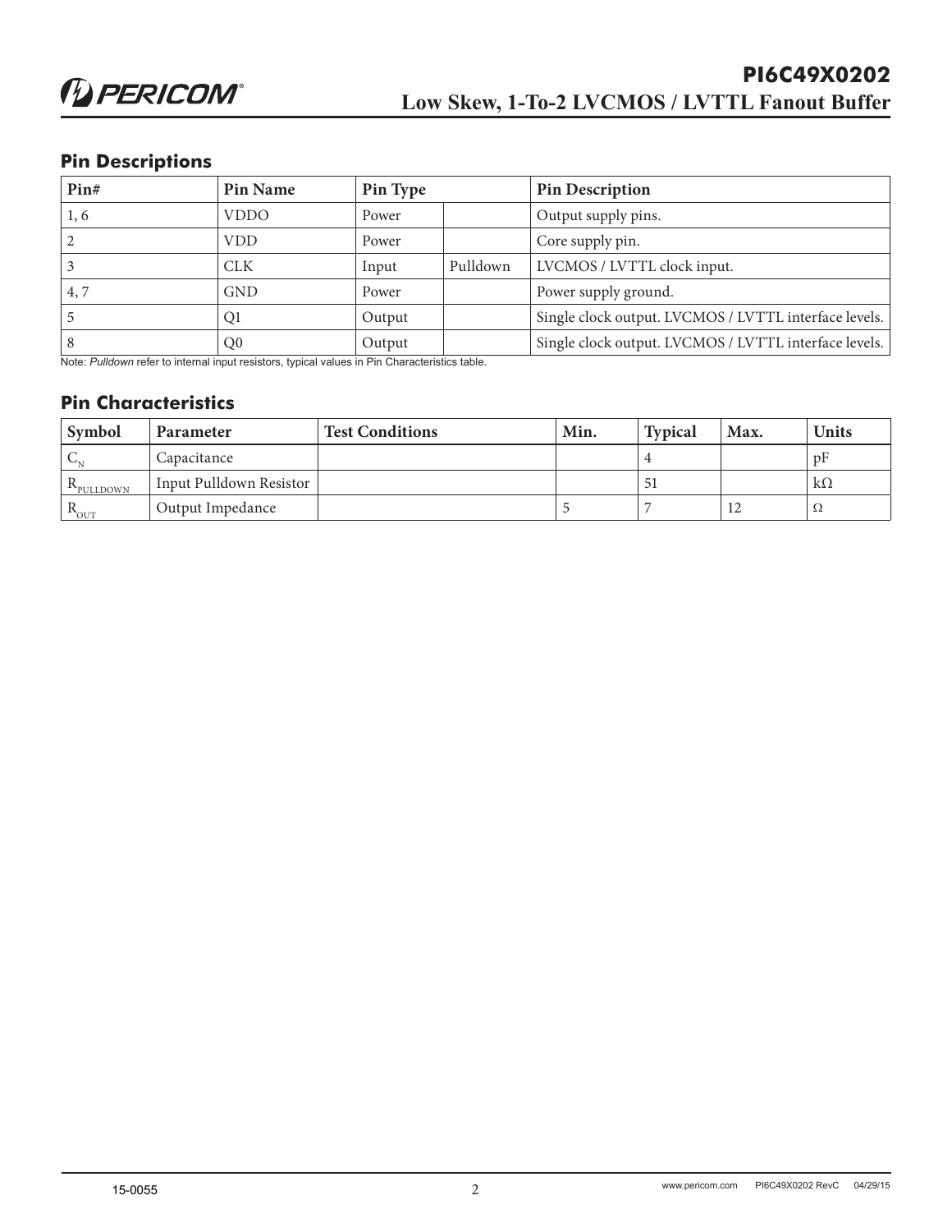## Pin Descriptions

| Pin# | Pin Name | Pin Type | | Pin Description |
|---|---|---|---|---|
| 1, 6 | VDDO | Power | | Output supply pins. |
| 2 | VDD | Power | | Core supply pin. |
| 3 | CLK | Input | Pulldown | LVCMOS / LVTTL clock input. |
| 4, 7 | GND | Power | | Power supply ground. |
| 5 | Q1 | Output | | Single clock output. LVCMOS / LVTTL interface levels. |
| 8 | Q0 | Output | | Single clock output. LVCMOS / LVTTL interface levels. |

Note: *Pulldown* refer to internal input resistors, typical values in Pin Characteristics table.

## Pin Characteristics

| Symbol | Parameter | Test Conditions | Min. | Typical | Max. | Units |
|---|---|---|---|---|---|---|
| $C_N$ | Capacitance | | | 4 | | pF |
| $R_{PULLDOWN}$ | Input Pulldown Resistor | | | 51 | | kΩ |
| $R_{OUT}$ | Output Impedance | | 5 | 7 | 12 | Ω |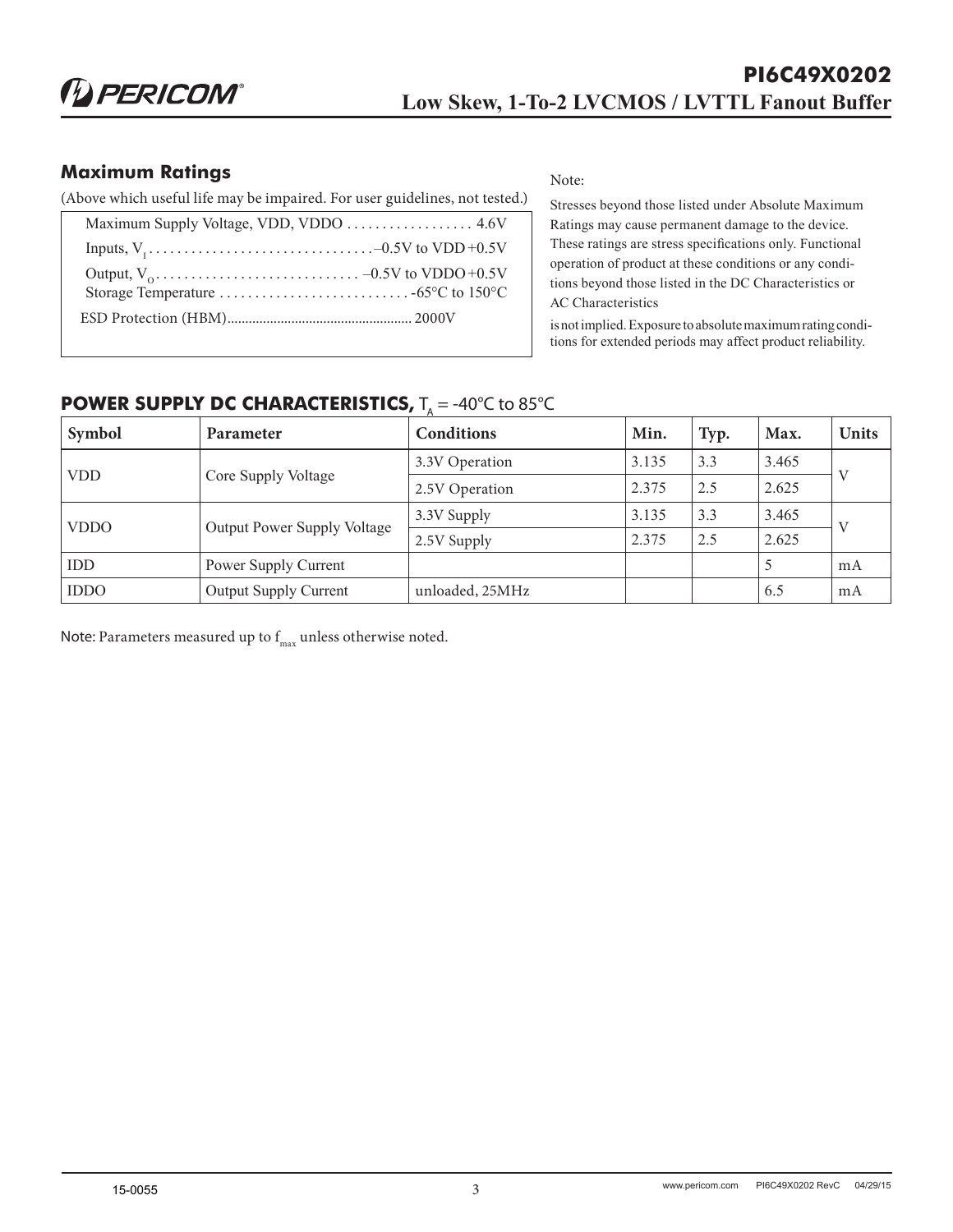## Maximum Ratings

(Above which useful life may be impaired. For user guidelines, not tested.)

| | |
|---|---|
| Maximum Supply Voltage, VDD, VDDO | 4.6V |
| Inputs, $V_I$ | –0.5V to VDD +0.5V |
| Output, $V_O$ | –0.5V to VDDO +0.5V |
| Storage Temperature | -65°C to 150°C |
| ESD Protection (HBM) | 2000V |

Note:

Stresses beyond those listed under Absolute Maximum Ratings may cause permanent damage to the device. These ratings are stress specifications only. Functional operation of product at these conditions or any conditions beyond those listed in the DC Characteristics or AC Characteristics

is not implied. Exposure to absolute maximum rating conditions for extended periods may affect product reliability.

## POWER SUPPLY DC CHARACTERISTICS, $T_A$ = -40°C to 85°C

| Symbol | Parameter | Conditions | Min. | Typ. | Max. | Units |
|---|---|---|---|---|---|---|
| VDD | Core Supply Voltage | 3.3V Operation | 3.135 | 3.3 | 3.465 | V |
| | | 2.5V Operation | 2.375 | 2.5 | 2.625 | |
| VDDO | Output Power Supply Voltage | 3.3V Supply | 3.135 | 3.3 | 3.465 | V |
| | | 2.5V Supply | 2.375 | 2.5 | 2.625 | |
| IDD | Power Supply Current | | | | 5 | mA |
| IDDO | Output Supply Current | unloaded, 25MHz | | | 6.5 | mA |

Note: Parameters measured up to $f_{max}$ unless otherwise noted.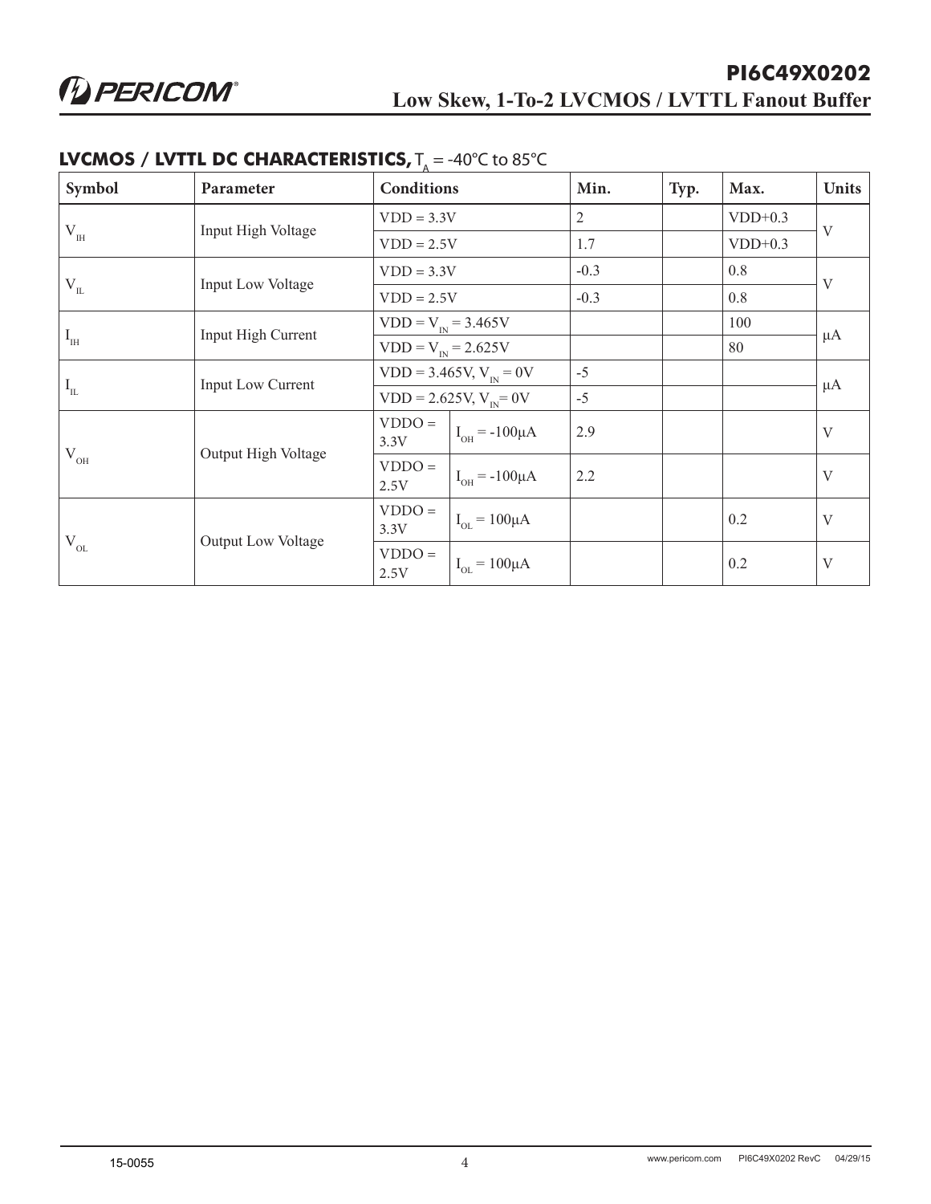## LVCMOS / LVTTL DC CHARACTERISTICS, $T_A$ = -40°C to 85°C

| Symbol | Parameter | Conditions | | Min. | Typ. | Max. | Units |
|---|---|---|---|---|---|---|---|
| $V_{IH}$ | Input High Voltage | VDD = 3.3V | | 2 | | VDD+0.3 | V |
| | | VDD = 2.5V | | 1.7 | | VDD+0.3 | |
| $V_{IL}$ | Input Low Voltage | VDD = 3.3V | | -0.3 | | 0.8 | V |
| | | VDD = 2.5V | | -0.3 | | 0.8 | |
| $I_{IH}$ | Input High Current | VDD = $V_{IN}$ = 3.465V | | | | 100 | µA |
| | | VDD = $V_{IN}$ = 2.625V | | | | 80 | |
| $I_{IL}$ | Input Low Current | VDD = 3.465V, $V_{IN}$ = 0V | | -5 | | | µA |
| | | VDD = 2.625V, $V_{IN}$ = 0V | | -5 | | | |
| $V_{OH}$ | Output High Voltage | VDDO = 3.3V | $I_{OH}$ = -100µA | 2.9 | | | V |
| | | VDDO = 2.5V | $I_{OH}$ = -100µA | 2.2 | | | V |
| $V_{OL}$ | Output Low Voltage | VDDO = 3.3V | $I_{OL}$ = 100µA | | | 0.2 | V |
| | | VDDO = 2.5V | $I_{OL}$ = 100µA | | | 0.2 | V |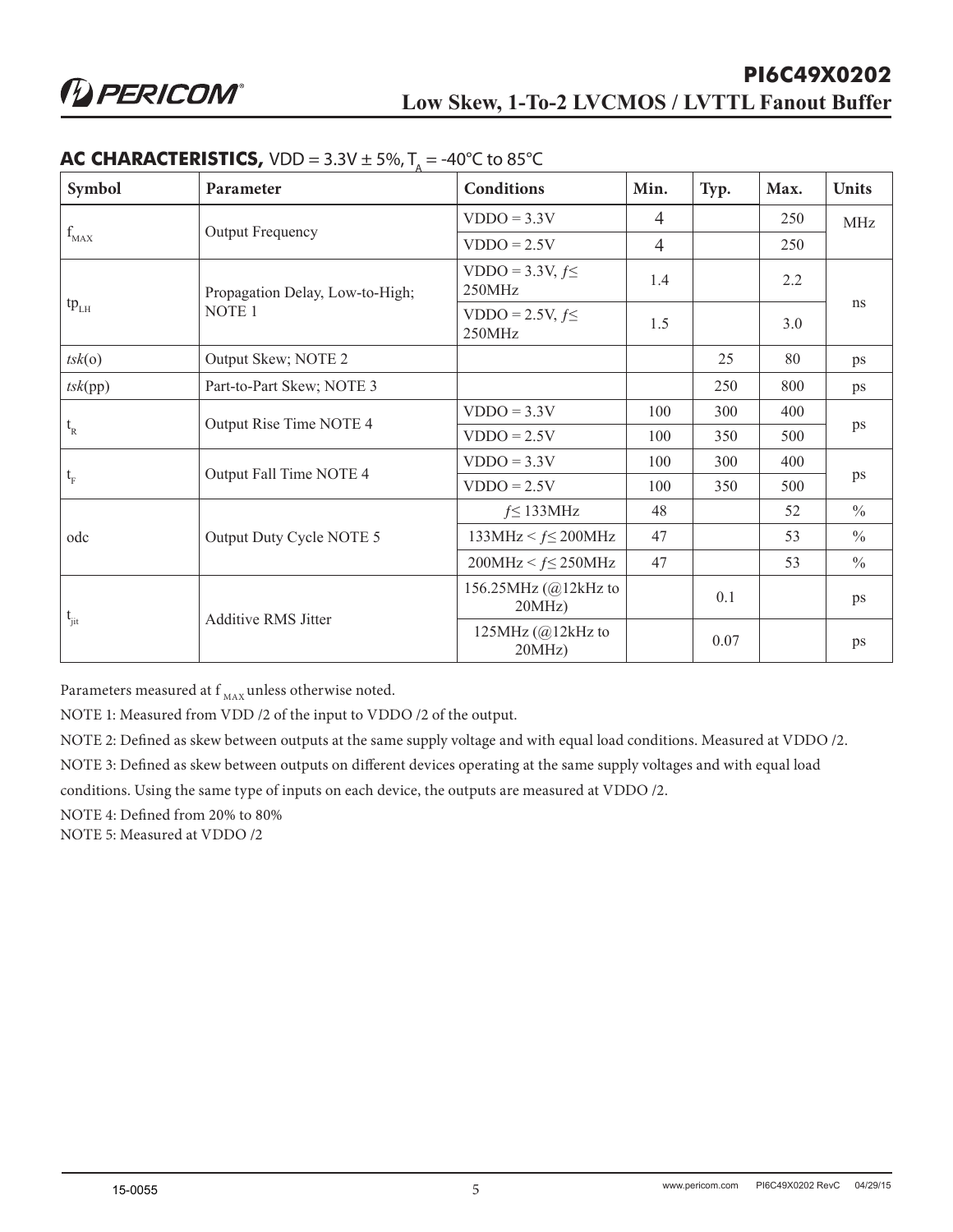## AC CHARACTERISTICS, VDD = 3.3V ± 5%, $T_A$ = -40°C to 85°C

| Symbol | Parameter | Conditions | Min. | Typ. | Max. | Units |
|---|---|---|---|---|---|---|
| $f_{MAX}$ | Output Frequency | VDDO = 3.3V | 4 | | 250 | MHz |
| | | VDDO = 2.5V | 4 | | 250 | |
| $tp_{LH}$ | Propagation Delay, Low-to-High; NOTE 1 | VDDO = 3.3V, $f \leq$ 250MHz | 1.4 | | 2.2 | ns |
| | | VDDO = 2.5V, $f \leq$ 250MHz | 1.5 | | 3.0 | |
| *tsk*(o) | Output Skew; NOTE 2 | | | 25 | 80 | ps |
| *tsk*(pp) | Part-to-Part Skew; NOTE 3 | | | 250 | 800 | ps |
| $t_R$ | Output Rise Time NOTE 4 | VDDO = 3.3V | 100 | 300 | 400 | ps |
| | | VDDO = 2.5V | 100 | 350 | 500 | |
| $t_F$ | Output Fall Time NOTE 4 | VDDO = 3.3V | 100 | 300 | 400 | ps |
| | | VDDO = 2.5V | 100 | 350 | 500 | |
| odc | Output Duty Cycle NOTE 5 | $f \leq$ 133MHz | 48 | | 52 | % |
| | | 133MHz < $f \leq$ 200MHz | 47 | | 53 | % |
| | | 200MHz < $f \leq$ 250MHz | 47 | | 53 | % |
| $t_{jit}$ | Additive RMS Jitter | 156.25MHz (@12kHz to 20MHz) | | 0.1 | | ps |
| | | 125MHz (@12kHz to 20MHz) | | 0.07 | | ps |

Parameters measured at $f_{MAX}$ unless otherwise noted.

NOTE 1: Measured from VDD /2 of the input to VDDO /2 of the output.

NOTE 2: Defined as skew between outputs at the same supply voltage and with equal load conditions. Measured at VDDO /2.

NOTE 3: Defined as skew between outputs on different devices operating at the same supply voltages and with equal load conditions. Using the same type of inputs on each device, the outputs are measured at VDDO /2.

NOTE 4: Defined from 20% to 80%

NOTE 5: Measured at VDDO /2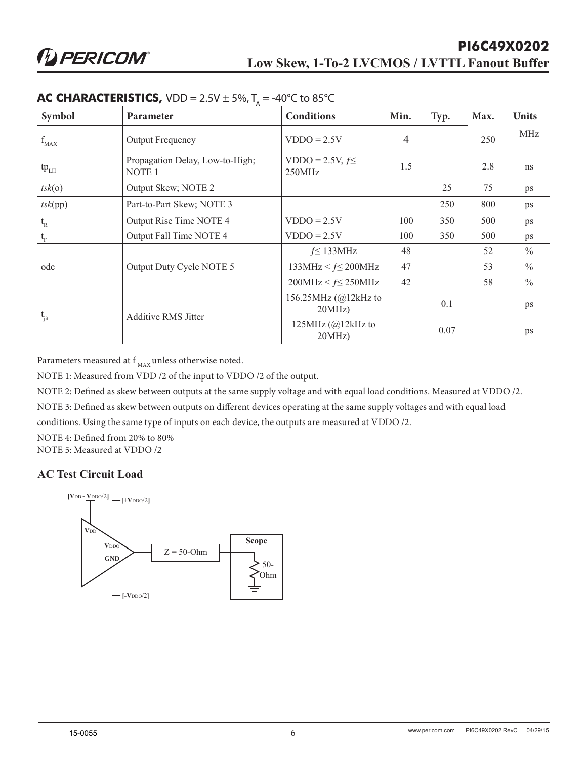## AC CHARACTERISTICS, VDD = 2.5V ± 5%, $T_A$ = -40°C to 85°C

| Symbol | Parameter | Conditions | Min. | Typ. | Max. | Units |
|---|---|---|---|---|---|---|
| $f_{MAX}$ | Output Frequency | VDDO = 2.5V | 4 | | 250 | MHz |
| $tp_{LH}$ | Propagation Delay, Low-to-High; NOTE 1 | VDDO = 2.5V, $f \leq$ 250MHz | 1.5 | | 2.8 | ns |
| *tsk*(o) | Output Skew; NOTE 2 | | | 25 | 75 | ps |
| *tsk*(pp) | Part-to-Part Skew; NOTE 3 | | | 250 | 800 | ps |
| $t_R$ | Output Rise Time NOTE 4 | VDDO = 2.5V | 100 | 350 | 500 | ps |
| $t_F$ | Output Fall Time NOTE 4 | VDDO = 2.5V | 100 | 350 | 500 | ps |
| odc | Output Duty Cycle NOTE 5 | $f \leq$ 133MHz | 48 | | 52 | % |
| | | 133MHz < $f \leq$ 200MHz | 47 | | 53 | % |
| | | 200MHz < $f \leq$ 250MHz | 42 | | 58 | % |
| $t_{jit}$ | Additive RMS Jitter | 156.25MHz (@12kHz to 20MHz) | | 0.1 | | ps |
| | | 125MHz (@12kHz to 20MHz) | | 0.07 | | ps |

Parameters measured at $f_{MAX}$ unless otherwise noted.

NOTE 1: Measured from VDD /2 of the input to VDDO /2 of the output.

NOTE 2: Defined as skew between outputs at the same supply voltage and with equal load conditions. Measured at VDDO /2.

NOTE 3: Defined as skew between outputs on different devices operating at the same supply voltages and with equal load conditions. Using the same type of inputs on each device, the outputs are measured at VDDO /2.

NOTE 4: Defined from 20% to 80%

NOTE 5: Measured at VDDO /2

### AC Test Circuit Load

[VDD - VDDO/2] [+VDDO/2] VDD VDDO GND Z = 50-Ohm Scope 50-Ohm [-VDDO/2]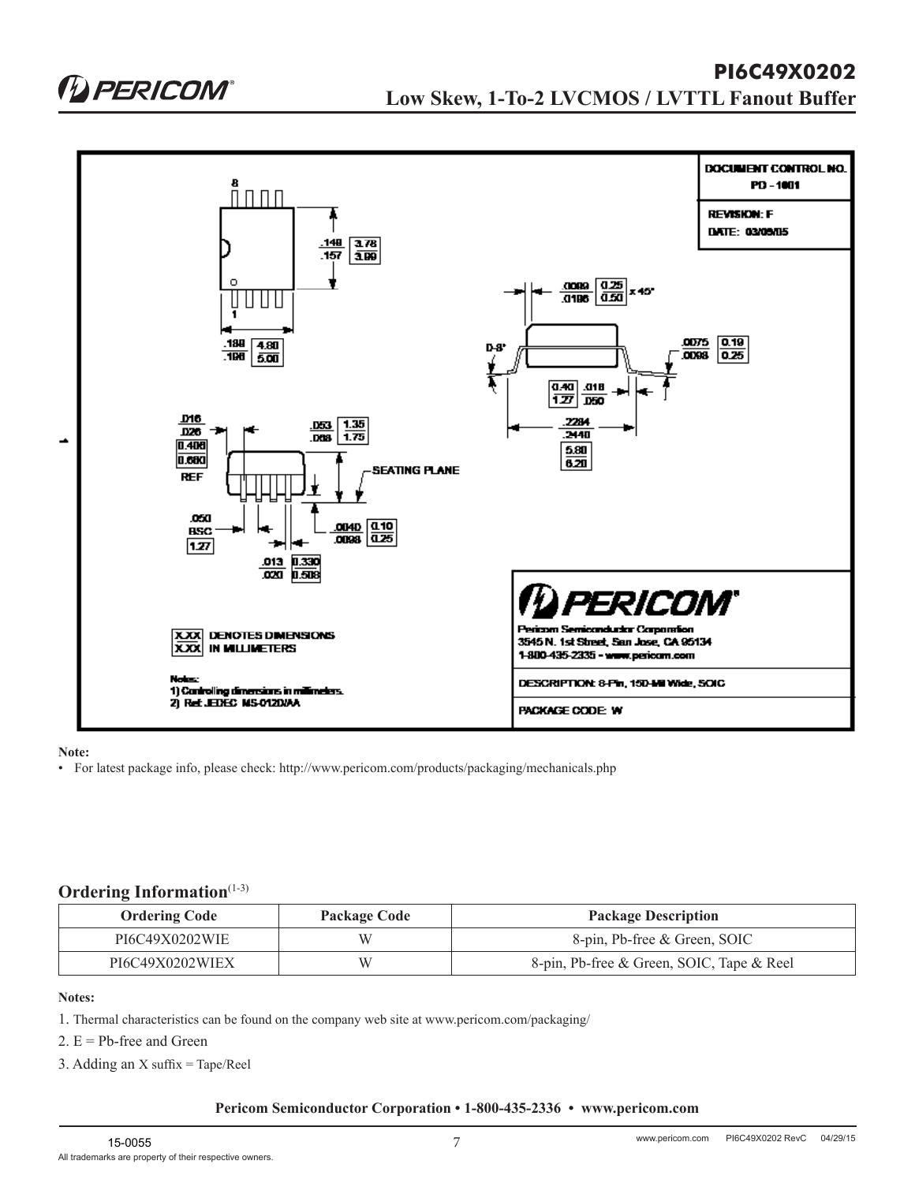DOCUMENT CONTROL NO. PD - 1601

REVISION: F

DATE: 03/09/05

8

1

.149 / .157 [3.78 / 3.99]

.189 / .196 [4.80 / 5.00]

.0099 / .0196 [0.25 / 0.50] x 45°

0-8°

.0075 / .0098 [0.19 / 0.25]

[0.40 / 1.27] .016 / .050

.2284 / .2440 [5.80 / 6.20]

.016 / .026 [0.406 / 0.660] REF

.053 / .068 [1.35 / 1.75]

SEATING PLANE

.050 BSC [1.27]

.0040 / .0098 [0.10 / 0.25]

.013 / .020 [0.330 / 0.508]

[X.XX / X.XX] DENOTES DIMENSIONS IN MILLIMETERS

Notes:
1) Controlling dimensions in millimeters.
2) Ref. JEDEC MS-012D/AA

PERICOM

Pericom Semiconductor Corporation
3545 N. 1st Street, San Jose, CA 95134
1-800-435-2335 - www.pericom.com

DESCRIPTION: 8-Pin, 150-Mil Wide, SOIC

PACKAGE CODE: W

**Note:**

- For latest package info, please check: http://www.pericom.com/products/packaging/mechanicals.php

## Ordering Information[1-3]

| Ordering Code | Package Code | Package Description |
|---|---|---|
| PI6C49X0202WIE | W | 8-pin, Pb-free & Green, SOIC |
| PI6C49X0202WIEX | W | 8-pin, Pb-free & Green, SOIC, Tape & Reel |

**Notes:**

1. Thermal characteristics can be found on the company web site at www.pericom.com/packaging/
2. E = Pb-free and Green
3. Adding an X suffix = Tape/Reel

**Pericom Semiconductor Corporation • 1-800-435-2336 • www.pericom.com**